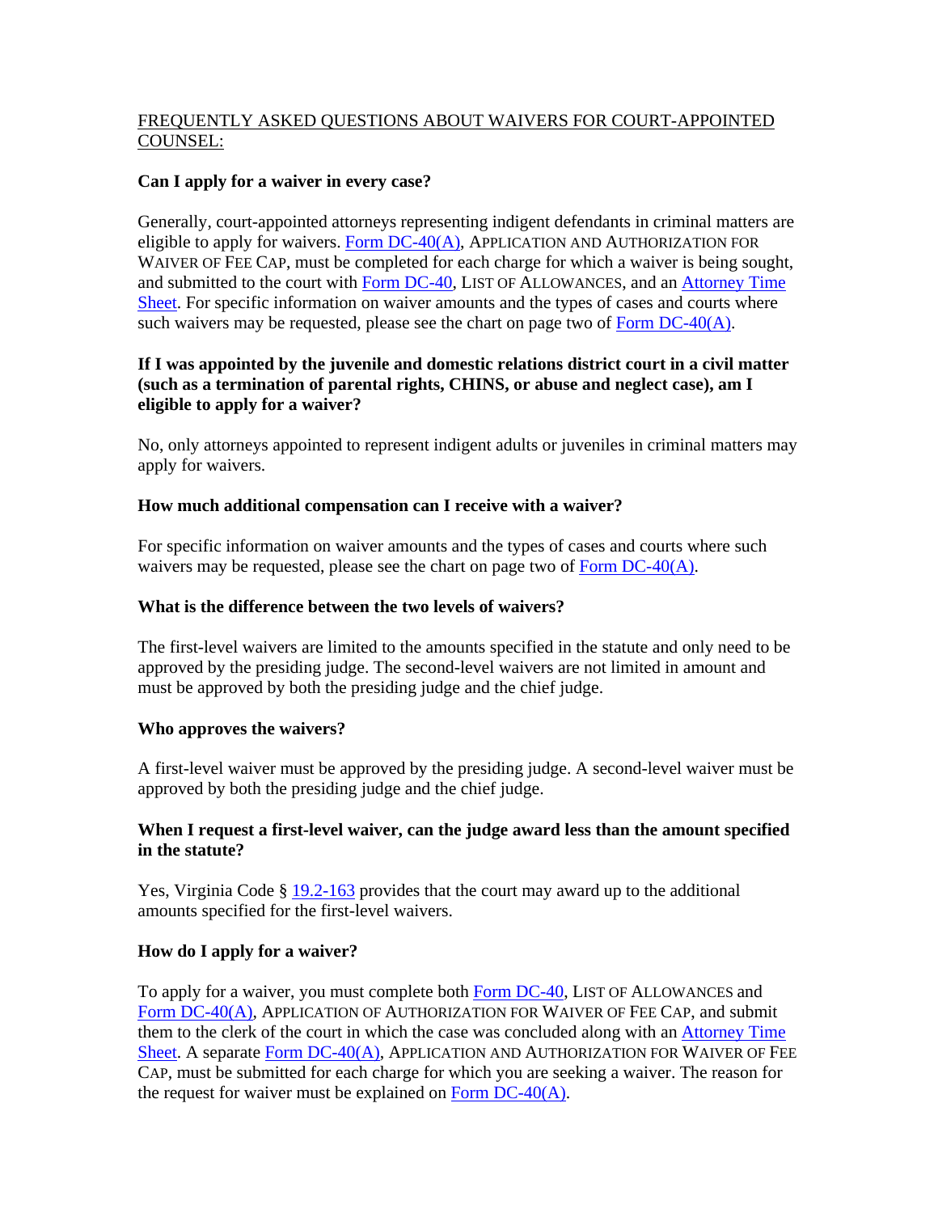FREQUENTLY ASKED QUESTIONS ABOUT WAIVERS FOR COURT-APPOINTED COUNSEL:

**Can I apply for a waiver in every case?**

Generally, court-appointed attorneys representing indigent defendants in criminal matters are eligible to apply for waivers. Form DC-40(A), APPLICATION AND AUTHORIZATION FOR WAIVER OF FEE CAP, must be completed for each charge for which a waiver is being sought, and submitted to the court with Form DC-40, LIST OF ALLOWANCES, and an Attorney Time Sheet. For specific information on waiver amounts and the types of cases and courts where such waivers may be requested, please see the chart on page two of Form DC-40(A).

**If I was appointed by the juvenile and domestic relations district court in a civil matter (such as a termination of parental rights, CHINS, or abuse and neglect case), am I eligible to apply for a waiver?**

No, only attorneys appointed to represent indigent adults or juveniles in criminal matters may apply for waivers.

**How much additional compensation can I receive with a waiver?**

For specific information on waiver amounts and the types of cases and courts where such waivers may be requested, please see the chart on page two of Form DC-40(A).

**What is the difference between the two levels of waivers?**

The first-level waivers are limited to the amounts specified in the statute and only need to be approved by the presiding judge. The second-level waivers are not limited in amount and must be approved by both the presiding judge and the chief judge.

**Who approves the waivers?**

A first-level waiver must be approved by the presiding judge. A second-level waiver must be approved by both the presiding judge and the chief judge.

**When I request a first-level waiver, can the judge award less than the amount specified in the statute?**

Yes, Virginia Code § 19.2-163 provides that the court may award up to the additional amounts specified for the first-level waivers.

**How do I apply for a waiver?**

To apply for a waiver, you must complete both Form DC-40, LIST OF ALLOWANCES and Form DC-40(A), APPLICATION OF AUTHORIZATION FOR WAIVER OF FEE CAP, and submit them to the clerk of the court in which the case was concluded along with an Attorney Time Sheet. A separate Form DC-40(A), APPLICATION AND AUTHORIZATION FOR WAIVER OF FEE CAP, must be submitted for each charge for which you are seeking a waiver. The reason for the request for waiver must be explained on Form DC-40(A).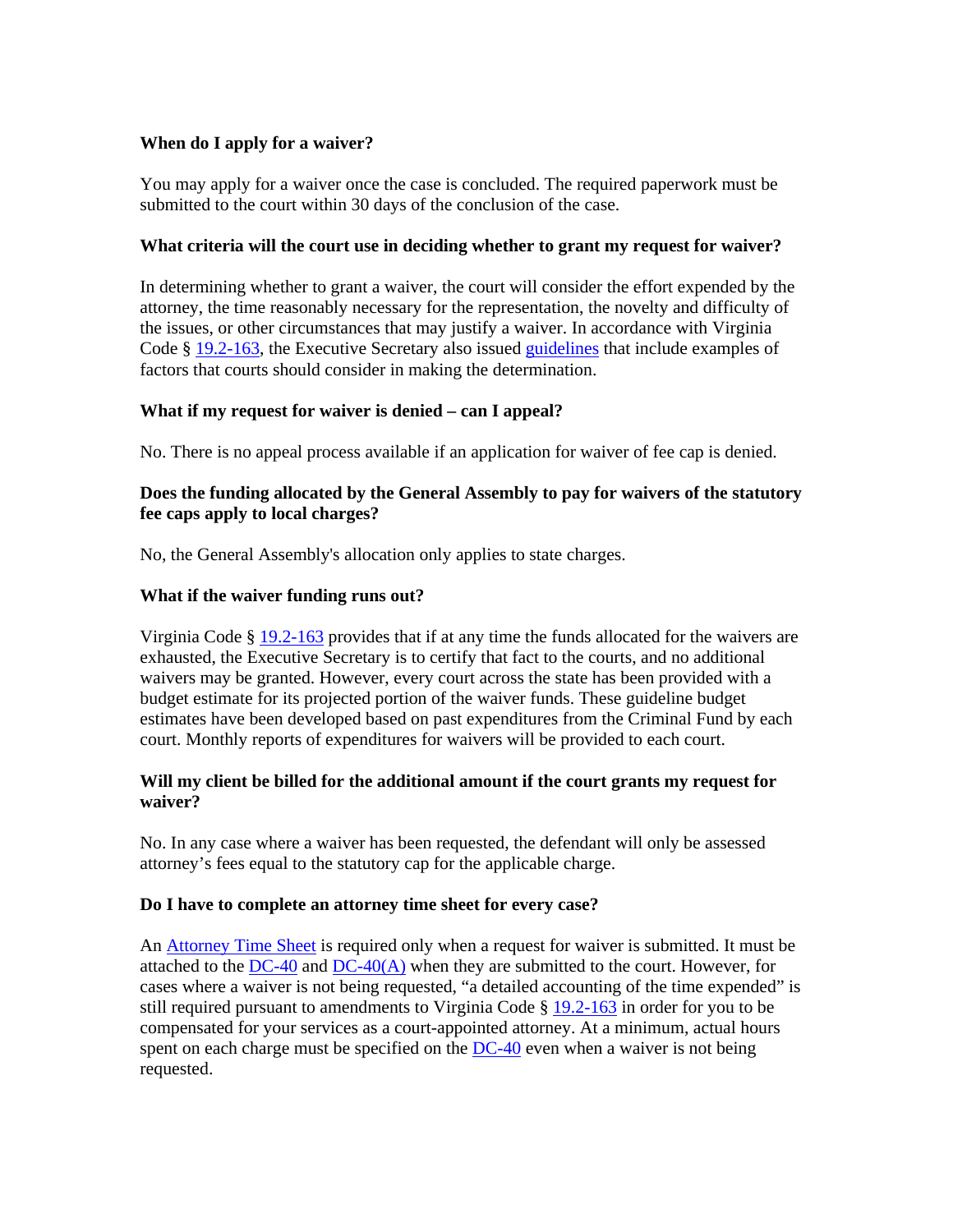**When do I apply for a waiver?**

You may apply for a waiver once the case is concluded. The required paperwork must be submitted to the court within 30 days of the conclusion of the case.

**What criteria will the court use in deciding whether to grant my request for waiver?**

In determining whether to grant a waiver, the court will consider the effort expended by the attorney, the time reasonably necessary for the representation, the novelty and difficulty of the issues, or other circumstances that may justify a waiver. In accordance with Virginia Code § 19.2-163, the Executive Secretary also issued guidelines that include examples of factors that courts should consider in making the determination.

**What if my request for waiver is denied – can I appeal?**

No. There is no appeal process available if an application for waiver of fee cap is denied.

**Does the funding allocated by the General Assembly to pay for waivers of the statutory fee caps apply to local charges?**

No, the General Assembly's allocation only applies to state charges.

**What if the waiver funding runs out?**

Virginia Code § 19.2-163 provides that if at any time the funds allocated for the waivers are exhausted, the Executive Secretary is to certify that fact to the courts, and no additional waivers may be granted. However, every court across the state has been provided with a budget estimate for its projected portion of the waiver funds. These guideline budget estimates have been developed based on past expenditures from the Criminal Fund by each court. Monthly reports of expenditures for waivers will be provided to each court.

**Will my client be billed for the additional amount if the court grants my request for waiver?**

No. In any case where a waiver has been requested, the defendant will only be assessed attorney's fees equal to the statutory cap for the applicable charge.

**Do I have to complete an attorney time sheet for every case?**

An Attorney Time Sheet is required only when a request for waiver is submitted. It must be attached to the DC-40 and DC-40(A) when they are submitted to the court. However, for cases where a waiver is not being requested, "a detailed accounting of the time expended" is still required pursuant to amendments to Virginia Code § 19.2-163 in order for you to be compensated for your services as a court-appointed attorney. At a minimum, actual hours spent on each charge must be specified on the DC-40 even when a waiver is not being requested.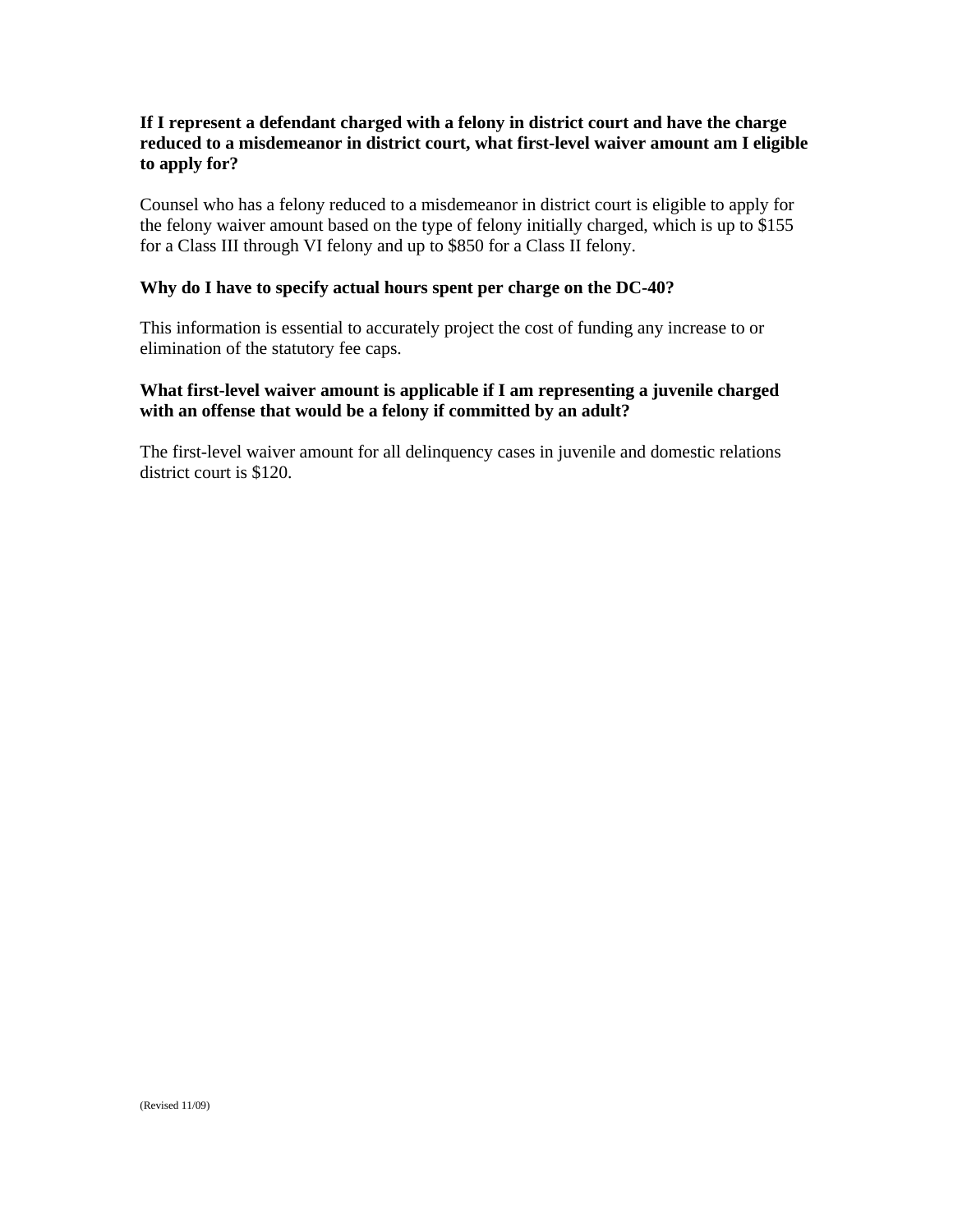**If I represent a defendant charged with a felony in district court and have the charge reduced to a misdemeanor in district court, what first-level waiver amount am I eligible to apply for?**

Counsel who has a felony reduced to a misdemeanor in district court is eligible to apply for the felony waiver amount based on the type of felony initially charged, which is up to $155 for a Class III through VI felony and up to $850 for a Class II felony.

**Why do I have to specify actual hours spent per charge on the DC-40?**

This information is essential to accurately project the cost of funding any increase to or elimination of the statutory fee caps.

**What first-level waiver amount is applicable if I am representing a juvenile charged with an offense that would be a felony if committed by an adult?**

The first-level waiver amount for all delinquency cases in juvenile and domestic relations district court is $120.

(Revised 11/09)